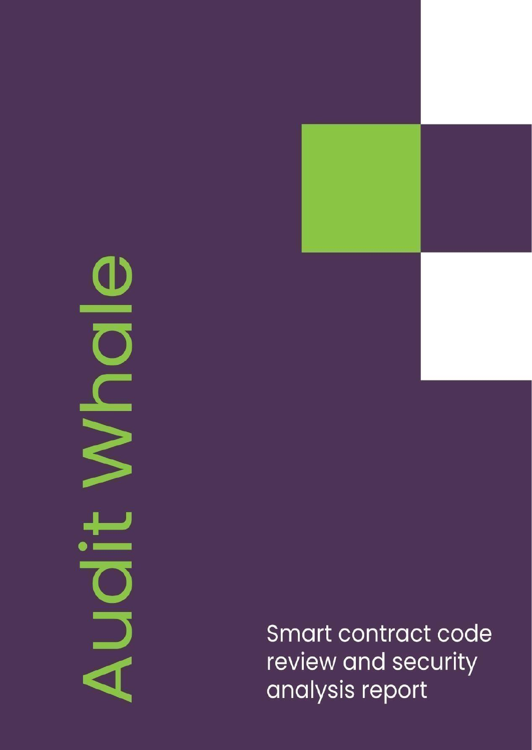# Audit Whale

Smart contract code review and security analysis report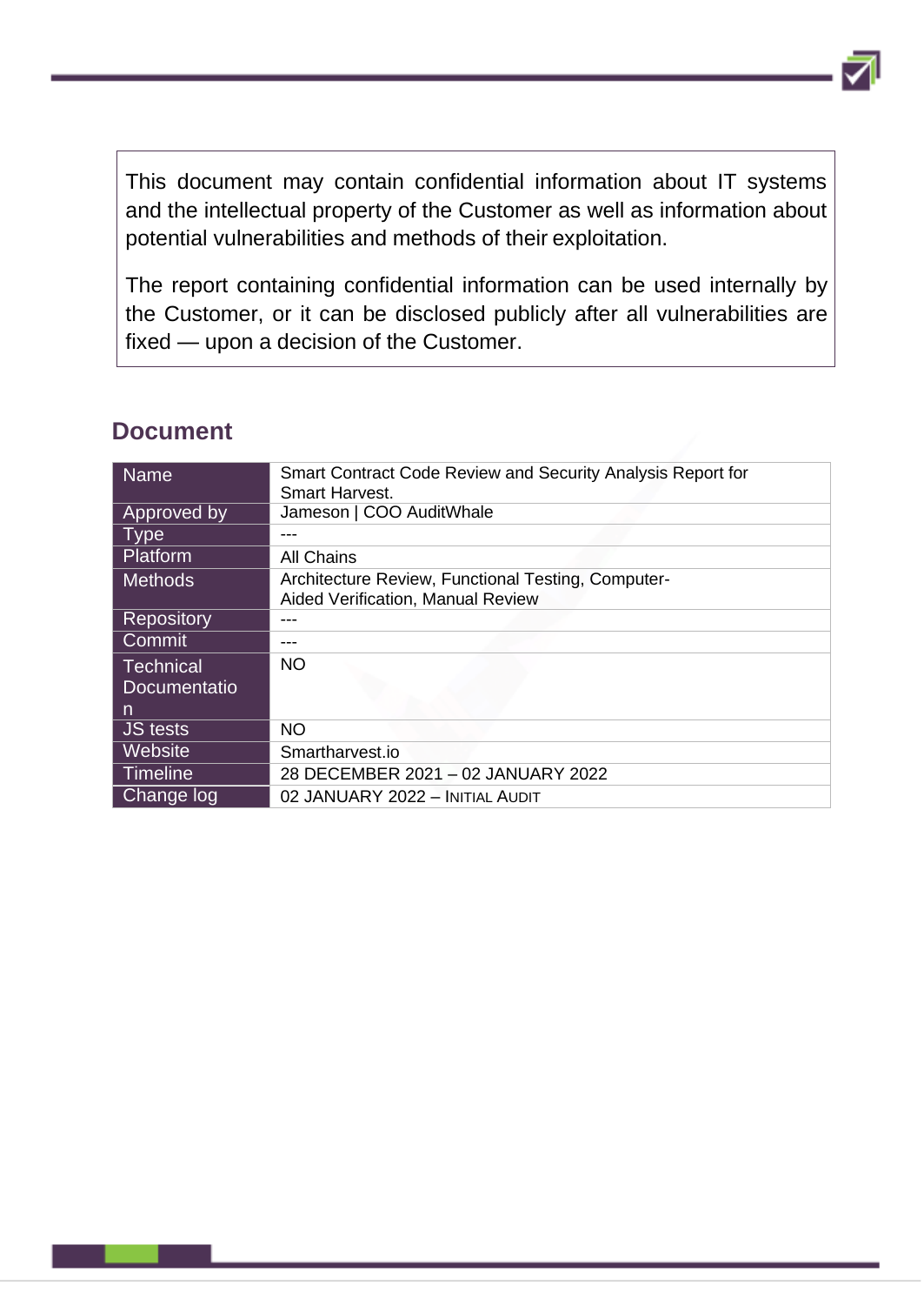This document may contain confidential information about IT systems and the intellectual property of the Customer as well as information about potential vulnerabilities and methods of their exploitation.

The report containing confidential information can be used internally by the Customer, or it can be disclosed publicly after all vulnerabilities are fixed — upon a decision of the Customer.

## Document

| | |
|---|---|
| Name | Smart Contract Code Review and Security Analysis Report for Smart Harvest. |
| Approved by | Jameson \| COO AuditWhale |
| Type | --- |
| Platform | All Chains |
| Methods | Architecture Review, Functional Testing, Computer-Aided Verification, Manual Review |
| Repository | --- |
| Commit | --- |
| Technical Documentation | NO |
| JS tests | NO |
| Website | Smartharvest.io |
| Timeline | 28 DECEMBER 2021 – 02 JANUARY 2022 |
| Change log | 02 JANUARY 2022 – INITIAL AUDIT |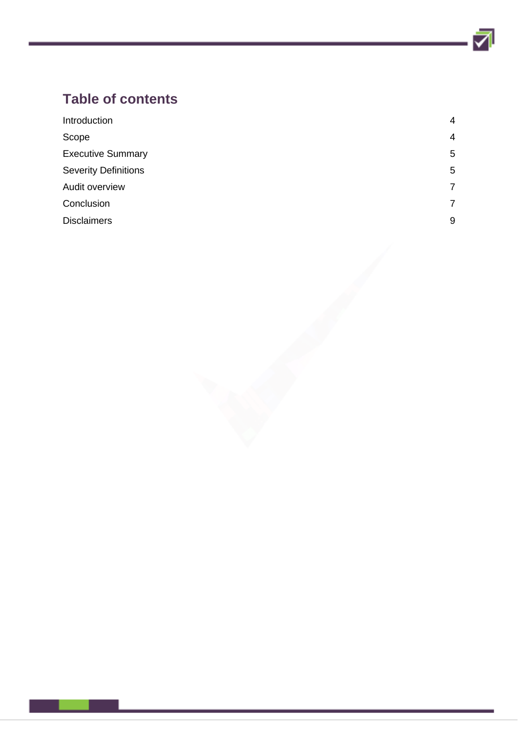# Table of contents

| | |
|---|---|
| Introduction | 4 |
| Scope | 4 |
| Executive Summary | 5 |
| Severity Definitions | 5 |
| Audit overview | 7 |
| Conclusion | 7 |
| Disclaimers | 9 |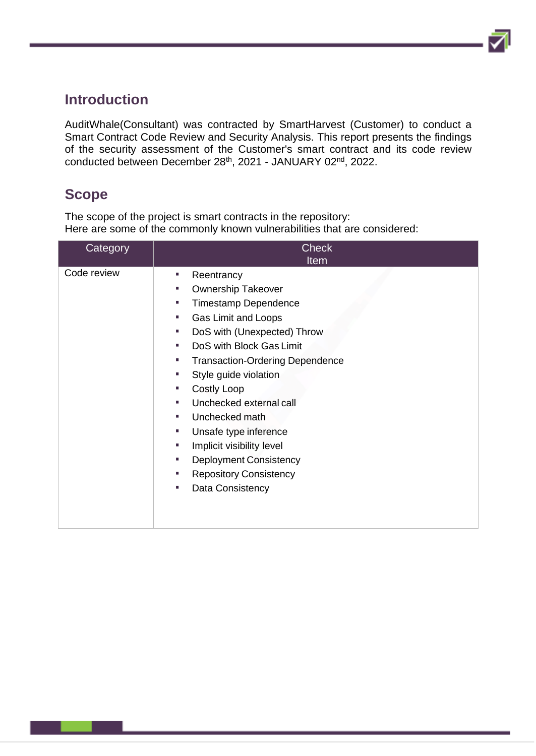## Introduction

AuditWhale(Consultant) was contracted by SmartHarvest (Customer) to conduct a Smart Contract Code Review and Security Analysis. This report presents the findings of the security assessment of the Customer's smart contract and its code review conducted between December 28th, 2021 - JANUARY 02nd, 2022.

## Scope

The scope of the project is smart contracts in the repository:
Here are some of the commonly known vulnerabilities that are considered:

| Category | Check Item |
| --- | --- |
| Code review | ▪ Reentrancy<br>▪ Ownership Takeover<br>▪ Timestamp Dependence<br>▪ Gas Limit and Loops<br>▪ DoS with (Unexpected) Throw<br>▪ DoS with Block Gas Limit<br>▪ Transaction-Ordering Dependence<br>▪ Style guide violation<br>▪ Costly Loop<br>▪ Unchecked external call<br>▪ Unchecked math<br>▪ Unsafe type inference<br>▪ Implicit visibility level<br>▪ Deployment Consistency<br>▪ Repository Consistency<br>▪ Data Consistency |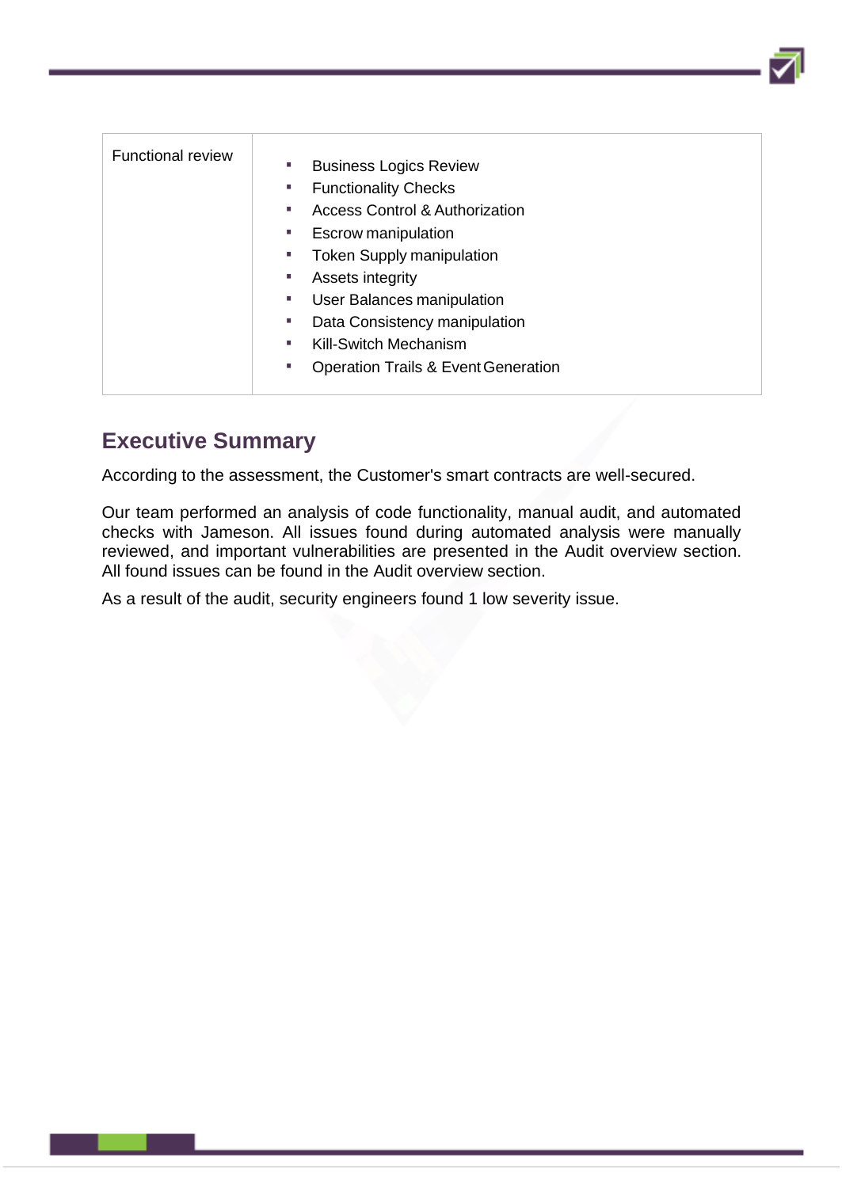| Functional review | <ul><li>Business Logics Review</li><li>Functionality Checks</li><li>Access Control & Authorization</li><li>Escrow manipulation</li><li>Token Supply manipulation</li><li>Assets integrity</li><li>User Balances manipulation</li><li>Data Consistency manipulation</li><li>Kill-Switch Mechanism</li><li>Operation Trails & Event Generation</li></ul> |
|---|---|

## Executive Summary

According to the assessment, the Customer's smart contracts are well-secured.

Our team performed an analysis of code functionality, manual audit, and automated checks with Jameson. All issues found during automated analysis were manually reviewed, and important vulnerabilities are presented in the Audit overview section. All found issues can be found in the Audit overview section.

As a result of the audit, security engineers found 1 low severity issue.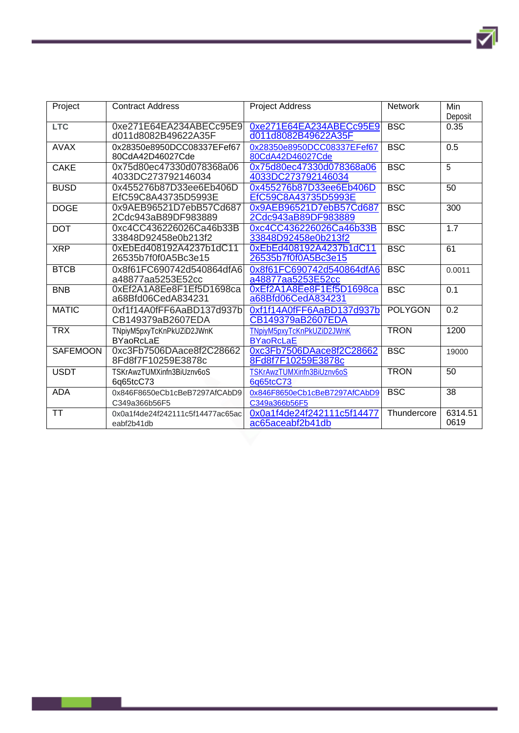| Project | Contract Address | Project Address | Network | Min Deposit |
|---|---|---|---|---|
| LTC | 0xe271E64EA234ABECc95E9d011d8082B49622A35F | 0xe271E64EA234ABECc95E9d011d8082B49622A35F | BSC | 0.35 |
| AVAX | 0x28350e8950DCC08337EFef6780CdA42D46027Cde | 0x28350e8950DCC08337EFef6780CdA42D46027Cde | BSC | 0.5 |
| CAKE | 0x75d80ec47330d078368a064033DC273792146034 | 0x75d80ec47330d078368a064033DC273792146034 | BSC | 5 |
| BUSD | 0x455276b87D33ee6Eb406DEfC59C8A43735D5993E | 0x455276b87D33ee6Eb406DEfC59C8A43735D5993E | BSC | 50 |
| DOGE | 0x9AEB96521D7ebB57Cd6872Cdc943aB89DF983889 | 0x9AEB96521D7ebB57Cd6872Cdc943aB89DF983889 | BSC | 300 |
| DOT | 0xc4CC436226026Ca46b33B33848D92458e0b213f2 | 0xc4CC436226026Ca46b33B33848D92458e0b213f2 | BSC | 1.7 |
| XRP | 0xEbEd408192A4237b1dC1126535b7f0f0A5Bc3e15 | 0xEbEd408192A4237b1dC1126535b7f0f0A5Bc3e15 | BSC | 61 |
| BTCB | 0x8f61FC690742d540864dfA6a48877aa5253E52cc | 0x8f61FC690742d540864dfA6a48877aa5253E52cc | BSC | 0.0011 |
| BNB | 0xEf2A1A8Ee8F1Ef5D1698caa68Bfd06CedA834231 | 0xEf2A1A8Ee8F1Ef5D1698caa68Bfd06CedA834231 | BSC | 0.1 |
| MATIC | 0xf1f14A0fFF6AaBD137d937bCB149379aB2607EDA | 0xf1f14A0fFF6AaBD137d937bCB149379aB2607EDA | POLYGON | 0.2 |
| TRX | TNpiyM5pxyTcKnPkUZiD2JWnKBYaoRcLaE | TNpiyM5pxyTcKnPkUZiD2JWnKBYaoRcLaE | TRON | 1200 |
| SAFEMOON | 0xc3Fb7506DAace8f2C286628Fd8f7F10259E3878c | 0xc3Fb7506DAace8f2C286628Fd8f7F10259E3878c | BSC | 19000 |
| USDT | TSKrAwzTUMXinfn3BiUznv6oS6q65tcC73 | TSKrAwzTUMXinfn3BiUznv6oS6q65tcC73 | TRON | 50 |
| ADA | 0x846F8650eCb1cBeB7297AfCAbD9C349a366b56F5 | 0x846F8650eCb1cBeB7297AfCAbD9C349a366b56F5 | BSC | 38 |
| TT | 0x0a1f4de24f242111c5f14477ac65aceabf2b41db | 0x0a1f4de24f242111c5f14477ac65aceabf2b41db | Thundercore | 6314.510619 |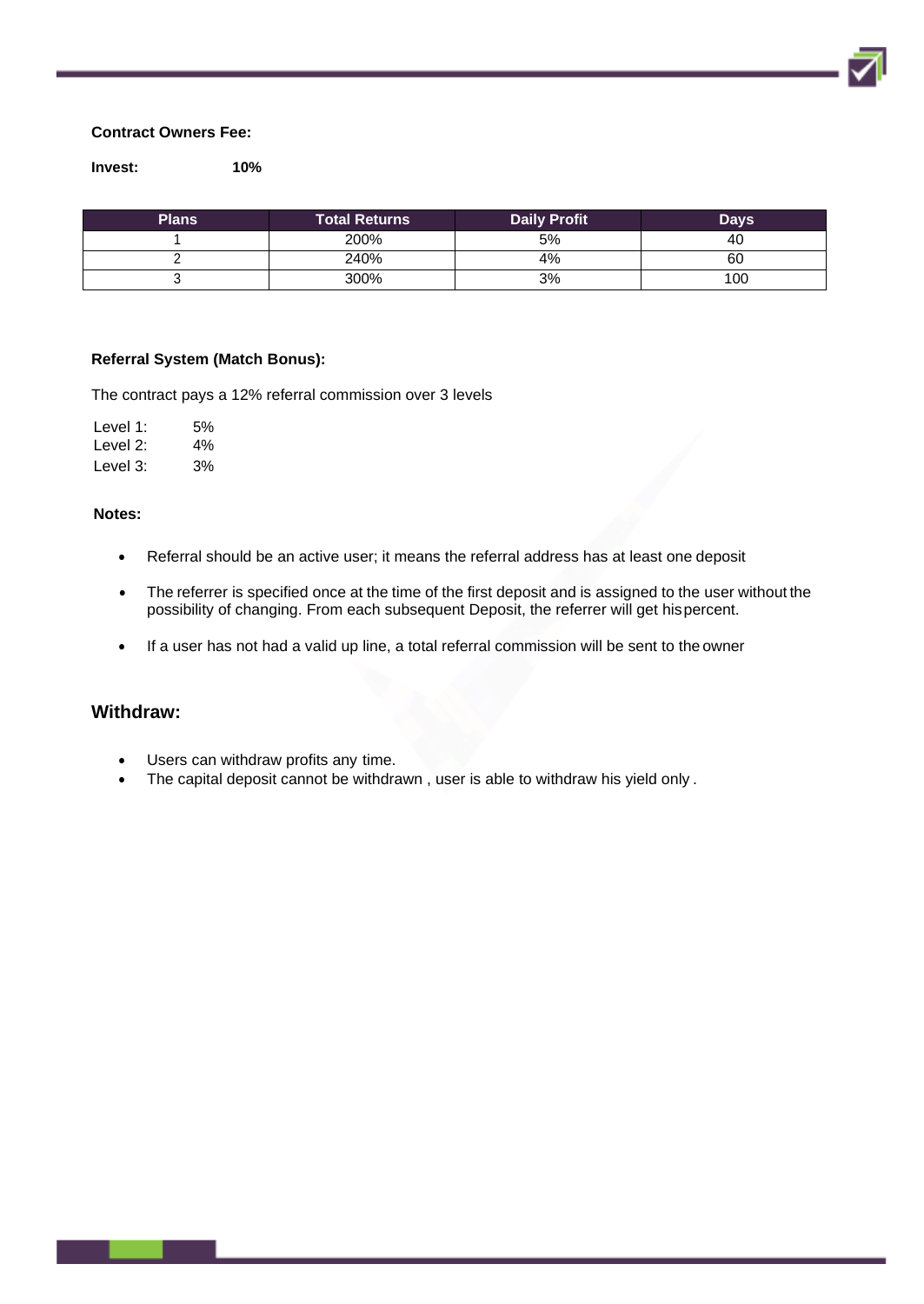**Contract Owners Fee:**

**Invest:** **10%**

| Plans | Total Returns | Daily Profit | Days |
|---|---|---|---|
| 1 | 200% | 5% | 40 |
| 2 | 240% | 4% | 60 |
| 3 | 300% | 3% | 100 |

**Referral System (Match Bonus):**

The contract pays a 12% referral commission over 3 levels

Level 1: 5%
Level 2: 4%
Level 3: 3%

**Notes:**

- Referral should be an active user; it means the referral address has at least one deposit
- The referrer is specified once at the time of the first deposit and is assigned to the user without the possibility of changing. From each subsequent Deposit, the referrer will get his percent.
- If a user has not had a valid up line, a total referral commission will be sent to the owner

## Withdraw:

- Users can withdraw profits any time.
- The capital deposit cannot be withdrawn , user is able to withdraw his yield only .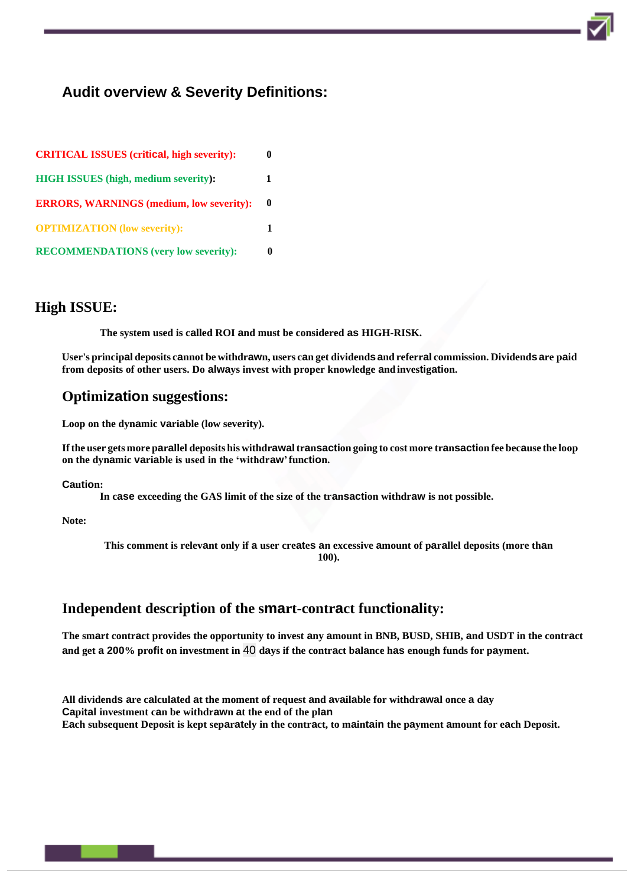## Audit overview & Severity Definitions:

| | |
|---|---|
| **CRITICAL ISSUES (critical, high severity):** | **0** |
| **HIGH ISSUES (high, medium severity):** | **1** |
| **ERRORS, WARNINGS (medium, low severity):** | **0** |
| **OPTIMIZATION (low severity):** | **1** |
| **RECOMMENDATIONS (very low severity):** | **0** |

## High ISSUE:

**The system used is called ROI and must be considered as HIGH-RISK.**

**User's principal deposits cannot be withdrawn, users can get dividends and referral commission. Dividends are paid from deposits of other users. Do always invest with proper knowledge and investigation.**

## Optimization suggestions:

**Loop on the dynamic variable (low severity).**

**If the user gets more parallel deposits his withdrawal transaction going to cost more transaction fee because the loop on the dynamic variable is used in the 'withdraw' function.**

**Caution:**

**In case exceeding the GAS limit of the size of the transaction withdraw is not possible.**

**Note:**

**This comment is relevant only if a user creates an excessive amount of parallel deposits (more than 100).**

## Independent description of the smart-contract functionality:

**The smart contract provides the opportunity to invest any amount in BNB, BUSD, SHIB, and USDT in the contract and get a 200% profit on investment in 40 days if the contract balance has enough funds for payment.**

**All dividends are calculated at the moment of request and available for withdrawal once a day**
**Capital investment can be withdrawn at the end of the plan**
**Each subsequent Deposit is kept separately in the contract, to maintain the payment amount for each Deposit.**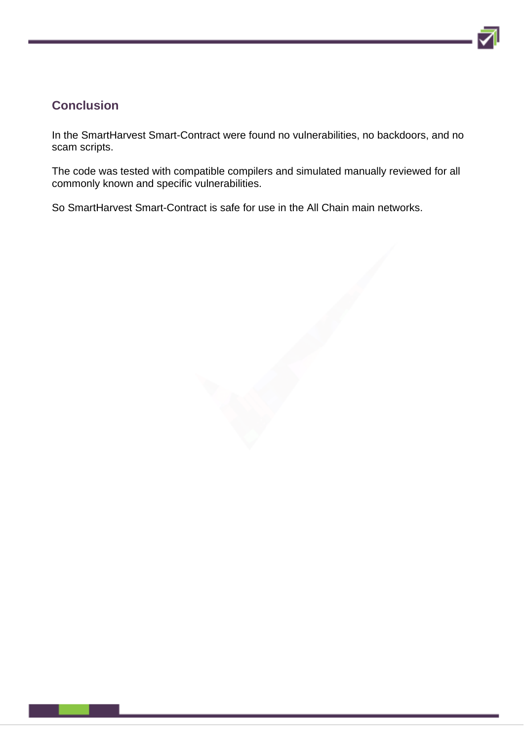## Conclusion

In the SmartHarvest Smart-Contract were found no vulnerabilities, no backdoors, and no scam scripts.

The code was tested with compatible compilers and simulated manually reviewed for all commonly known and specific vulnerabilities.

So SmartHarvest Smart-Contract is safe for use in the All Chain main networks.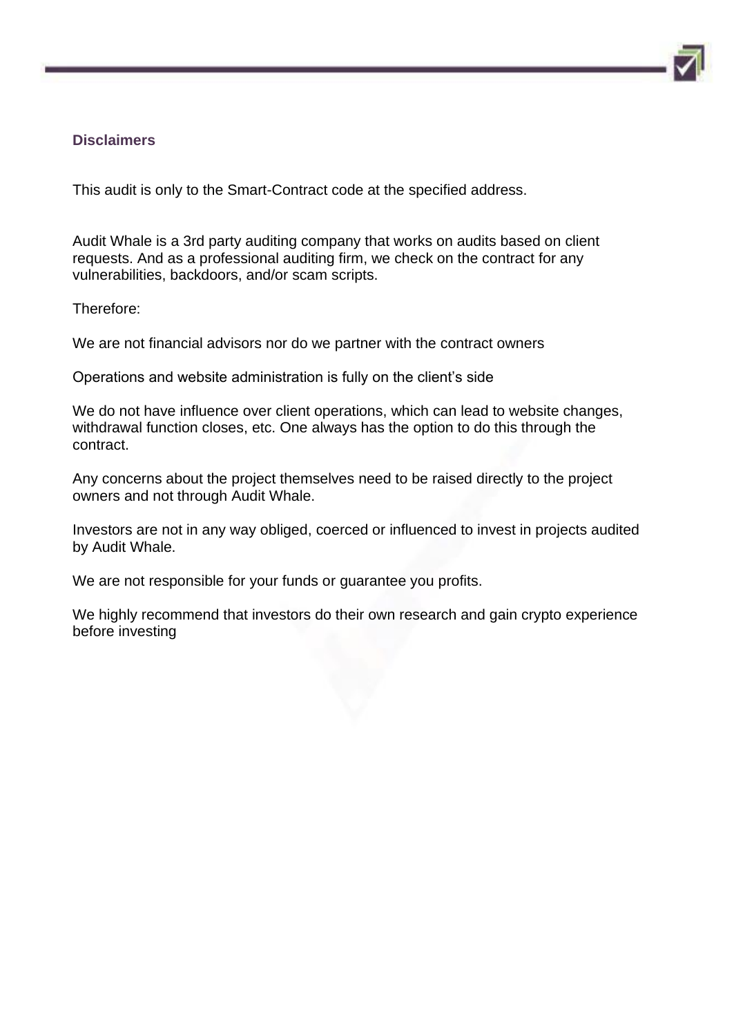## Disclaimers

This audit is only to the Smart-Contract code at the specified address.

Audit Whale is a 3rd party auditing company that works on audits based on client requests. And as a professional auditing firm, we check on the contract for any vulnerabilities, backdoors, and/or scam scripts.

Therefore:

We are not financial advisors nor do we partner with the contract owners

Operations and website administration is fully on the client's side

We do not have influence over client operations, which can lead to website changes, withdrawal function closes, etc. One always has the option to do this through the contract.

Any concerns about the project themselves need to be raised directly to the project owners and not through Audit Whale.

Investors are not in any way obliged, coerced or influenced to invest in projects audited by Audit Whale.

We are not responsible for your funds or guarantee you profits.

We highly recommend that investors do their own research and gain crypto experience before investing